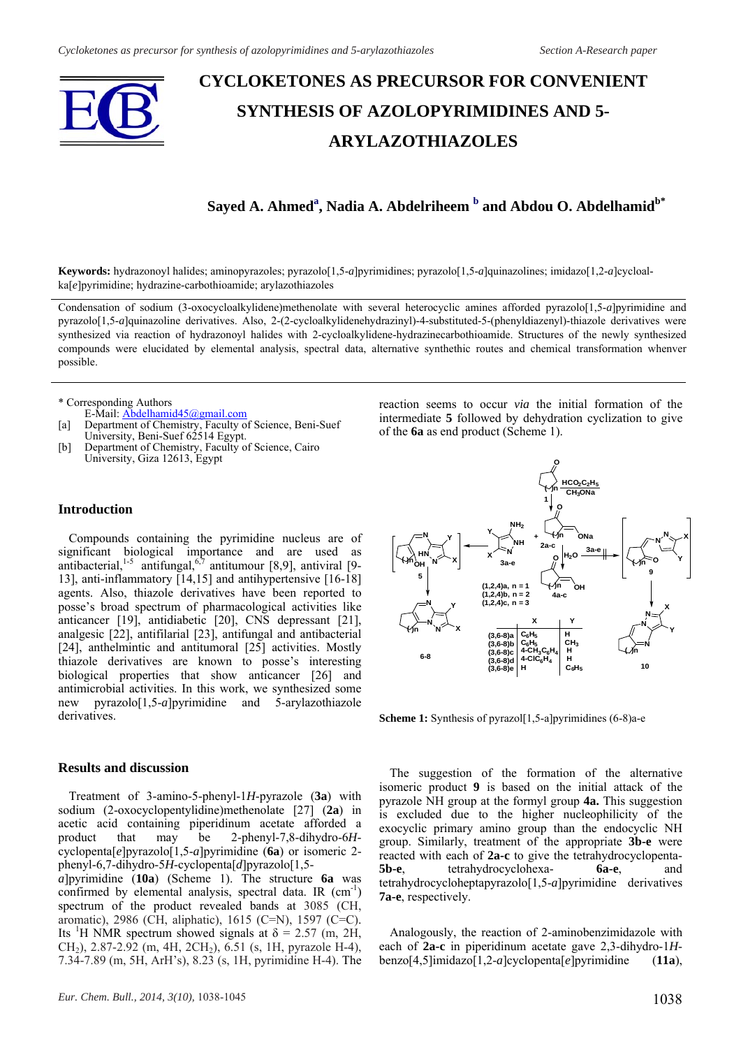# CYCLOKETONES AS PRECURSOR FOR CONVENIENT SYNTHESIS OF AZOLOPYRIMIDINES AND 5-ARYLAZOTHIAZOLES

**Sayed A. Ahmed[a], Nadia A. Abdelriheem [b] and Abdou O. Abdelhamid[b*]**

**Keywords:** hydrazonoyl halides; aminopyrazoles; pyrazolo[1,5-*a*]pyrimidines; pyrazolo[1,5-*a*]quinazolines; imidazo[1,2-*a*]cycloalka[*e*]pyrimidine; hydrazine-carbothioamide; arylazothiazoles

Condensation of sodium (3-oxocycloalkylidene)methenolate with several heterocyclic amines afforded pyrazolo[1,5-*a*]pyrimidine and pyrazolo[1,5-*a*]quinazoline derivatives. Also, 2-(2-cycloalkylidenehydrazinyl)-4-substituted-5-(phenyldiazenyl)-thiazole derivatives were synthesized via reaction of hydrazonoyl halides with 2-cycloalkylidene-hydrazinecarbothioamide. Structures of the newly synthesized compounds were elucidated by elemental analysis, spectral data, alternative synthethic routes and chemical transformation whenever possible.

\* Corresponding Authors
E-Mail: Abdelhamid45@gmail.com
[a] Department of Chemistry, Faculty of Science, Beni-Suef University, Beni-Suef 62514 Egypt.
[b] Department of Chemistry, Faculty of Science, Cairo University, Giza 12613, Egypt

## Introduction

Compounds containing the pyrimidine nucleus are of significant biological importance and are used as antibacterial,[1-5] antifungal,[6,7] antitumour [8,9], antiviral [9-13], anti-inflammatory [14,15] and antihypertensive [16-18] agents. Also, thiazole derivatives have been reported to posse's broad spectrum of pharmacological activities like anticancer [19], antidiabetic [20], CNS depressant [21], analgesic [22], antifilarial [23], antifungal and antibacterial [24], anthelmintic and antitumoral [25] activities. Mostly thiazole derivatives are known to posse's interesting biological properties that show anticancer [26] and antimicrobial activities. In this work, we synthesized some new pyrazolo[1,5-*a*]pyrimidine and 5-arylazothiazole derivatives.

## Results and discussion

Treatment of 3-amino-5-phenyl-1*H*-pyrazole (**3a**) with sodium (2-oxocyclopentylidine)methenolate [27] (**2a**) in acetic acid containing piperidinum acetate afforded a product that may be 2-phenyl-7,8-dihydro-6*H*-cyclopenta[*e*]pyrazolo[1,5-*a*]pyrimidine (**6a**) or isomeric 2-phenyl-6,7-dihydro-5*H*-cyclopenta[*d*]pyrazolo[1,5-*a*]pyrimidine (**10a**) (Scheme 1). The structure **6a** was confirmed by elemental analysis, spectral data. IR ($cm^{-1}$) spectrum of the product revealed bands at 3085 (CH, aromatic), 2986 (CH, aliphatic), 1615 (C=N), 1597 (C=C). Its $^1$H NMR spectrum showed signals at $\delta$ = 2.57 (m, 2H, $CH_2$), 2.87-2.92 (m, 4H, 2$CH_2$), 6.51 (s, 1H, pyrazole H-4), 7.34-7.89 (m, 5H, ArH's), 8.23 (s, 1H, pyrimidine H-4). The reaction seems to occur *via* the initial formation of the intermediate **5** followed by dehydration cyclization to give of the **6a** as end product (Scheme 1).

| | X | Y |
|---|---|---|
| (3,6-8)a | $C_6H_5$ | H |
| (3,6-8)b | $C_6H_5$ | $CH_3$ |
| (3,6-8)c | 4-$CH_3C_6H_4$ | H |
| (3,6-8)d | 4-$ClC_6H_4$ | H |
| (3,6-8)e | H | $C_6H_5$ |

(1,2,4)a, n = 1; (1,2,4)b, n = 2; (1,2,4)c, n = 3

**Scheme 1:** Synthesis of pyrazol[1,5-a]pyrimidines (6-8)a-e

The suggestion of the formation of the alternative isomeric product **9** is based on the initial attack of the pyrazole NH group at the formyl group **4a.** This suggestion is excluded due to the higher nucleophilicity of the exocyclic primary amino group than the endocyclic NH group. Similarly, treatment of the appropriate **3b-e** were reacted with each of **2a-c** to give the tetrahydrocyclopenta-**5b-e**, tetrahydrocyclohexa- **6a-e**, and tetrahydrocycloheptapyrazolo[1,5-*a*]pyrimidine derivatives **7a-e**, respectively.

Analogously, the reaction of 2-aminobenzimidazole with each of **2a-c** in piperidinum acetate gave 2,3-dihydro-1*H*-benzo[4,5]imidazo[1,2-*a*]cyclopenta[*e*]pyrimidine (**11a**),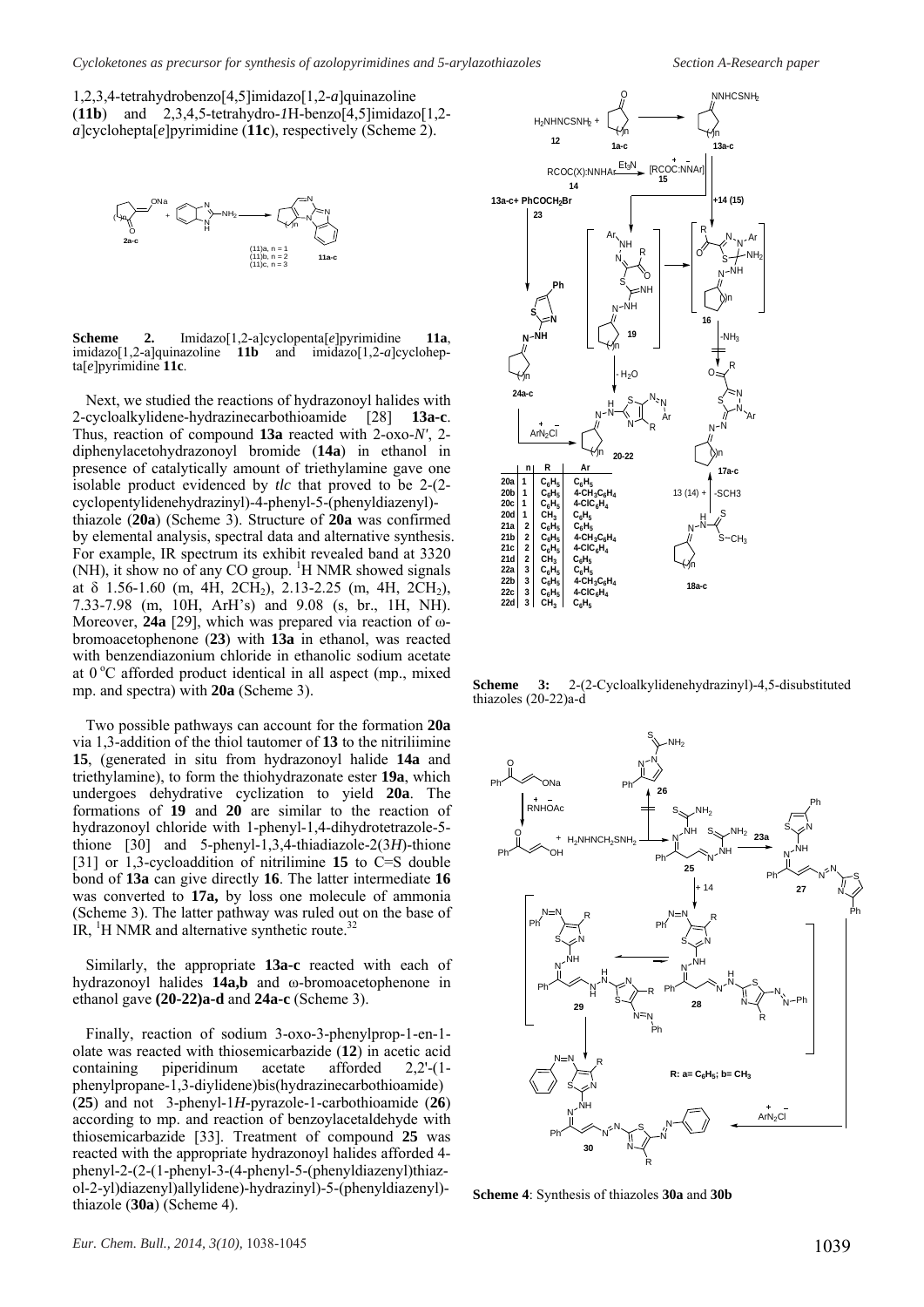1,2,3,4-tetrahydrobenzo[4,5]imidazo[1,2-*a*]quinazoline (**11b**) and 2,3,4,5-tetrahydro-*1H*-benzo[4,5]imidazo[1,2-*a*]cyclohepta[*e*]pyrimidine (**11c**), respectively (Scheme 2).

**Scheme 2.** Imidazo[1,2-a]cyclopenta[*e*]pyrimidine **11a**, imidazo[1,2-a]quinazoline **11b** and imidazo[1,2-*a*]cyclohepta[*e*]pyrimidine **11c**.

Next, we studied the reactions of hydrazonoyl halides with 2-cycloalkylidene-hydrazinecarbothioamide [28] **13a-c**. Thus, reaction of compound **13a** reacted with 2-oxo-*N'*, 2-diphenylacetohydrazonoyl bromide (**14a**) in ethanol in presence of catalytically amount of triethylamine gave one isolable product evidenced by *tlc* that proved to be 2-(2-cyclopentylidenehydrazinyl)-4-phenyl-5-(phenyldiazenyl)-thiazole (**20a**) (Scheme 3). Structure of **20a** was confirmed by elemental analysis, spectral data and alternative synthesis. For example, IR spectrum its exhibit revealed band at 3320 (NH), it show no of any CO group. $^1$H NMR showed signals at δ 1.56-1.60 (m, 4H, $2CH_2$), 2.13-2.25 (m, 4H, $2CH_2$), 7.33-7.98 (m, 10H, ArH's) and 9.08 (s, br., 1H, NH). Moreover, **24a** [29], which was prepared via reaction of ω-bromoacetophenone (**23**) with **13a** in ethanol, was reacted with benzendiazonium chloride in ethanolic sodium acetate at 0 °C afforded product identical in all aspect (mp., mixed mp. and spectra) with **20a** (Scheme 3).

Two possible pathways can account for the formation **20a** via 1,3-addition of the thiol tautomer of **13** to the nitriliimine **15**, (generated in situ from hydrazonoyl halide **14a** and triethylamine), to form the thiohydrazonate ester **19a**, which undergoes dehydrative cyclization to yield **20a**. The formations of **19** and **20** are similar to the reaction of hydrazonoyl chloride with 1-phenyl-1,4-dihydrotetrazole-5-thione [30] and 5-phenyl-1,3,4-thiadiazole-2(3*H*)-thione [31] or 1,3-cycloaddition of nitrilimine **15** to C=S double bond of **13a** can give directly **16**. The latter intermediate **16** was converted to **17a,** by loss one molecule of ammonia (Scheme 3). The latter pathway was ruled out on the base of IR, $^1$H NMR and alternative synthetic route.[32]

Similarly, the appropriate **13a-c** reacted with each of hydrazonoyl halides **14a,b** and ω-bromoacetophenone in ethanol gave **(20-22)a-d** and **24a-c** (Scheme 3).

Finally, reaction of sodium 3-oxo-3-phenylprop-1-en-1-olate was reacted with thiosemicarbazide (**12**) in acetic acid containing piperidinum acetate afforded 2,2'-(1-phenylpropane-1,3-diylidene)bis(hydrazinecarbothioamide) (**25**) and not 3-phenyl-1*H*-pyrazole-1-carbothioamide (**26**) according to mp. and reaction of benzoylacetaldehyde with thiosemicarbazide [33]. Treatment of compound **25** was reacted with the appropriate hydrazonoyl halides afforded 4-phenyl-2-(2-(1-phenyl-3-(4-phenyl-5-(phenyldiazenyl)thiazol-2-yl)diazenyl)allylidene)-hydrazinyl)-5-(phenyldiazenyl)-thiazole (**30a**) (Scheme 4).

| | n | R | Ar |
|---|---|---|---|
| 20a | 1 | $C_6H_5$ | $C_6H_5$ |
| 20b | 1 | $C_6H_5$ | $4\text{-}CH_3C_6H_4$ |
| 20c | 1 | $C_6H_5$ | $4\text{-}ClC_6H_4$ |
| 20d | 1 | $CH_3$ | $C_6H_5$ |
| 21a | 2 | $C_6H_5$ | $C_6H_5$ |
| 21b | 2 | $C_6H_5$ | $4\text{-}CH_3C_6H_4$ |
| 21c | 2 | $C_6H_5$ | $4\text{-}ClC_6H_4$ |
| 21d | 2 | $CH_3$ | $C_6H_5$ |
| 22a | 3 | $C_6H_5$ | $C_6H_5$ |
| 22b | 3 | $C_6H_5$ | $4\text{-}CH_3C_6H_4$ |
| 22c | 3 | $C_6H_5$ | $4\text{-}ClC_6H_4$ |
| 22d | 3 | $CH_3$ | $C_6H_5$ |

**Scheme 3:** 2-(2-Cycloalkylidenehydrazinyl)-4,5-disubstituted thiazoles (20-22)a-d

R: a= $C_6H_5$; b= $CH_3$

**Scheme 4**: Synthesis of thiazoles **30a** and **30b**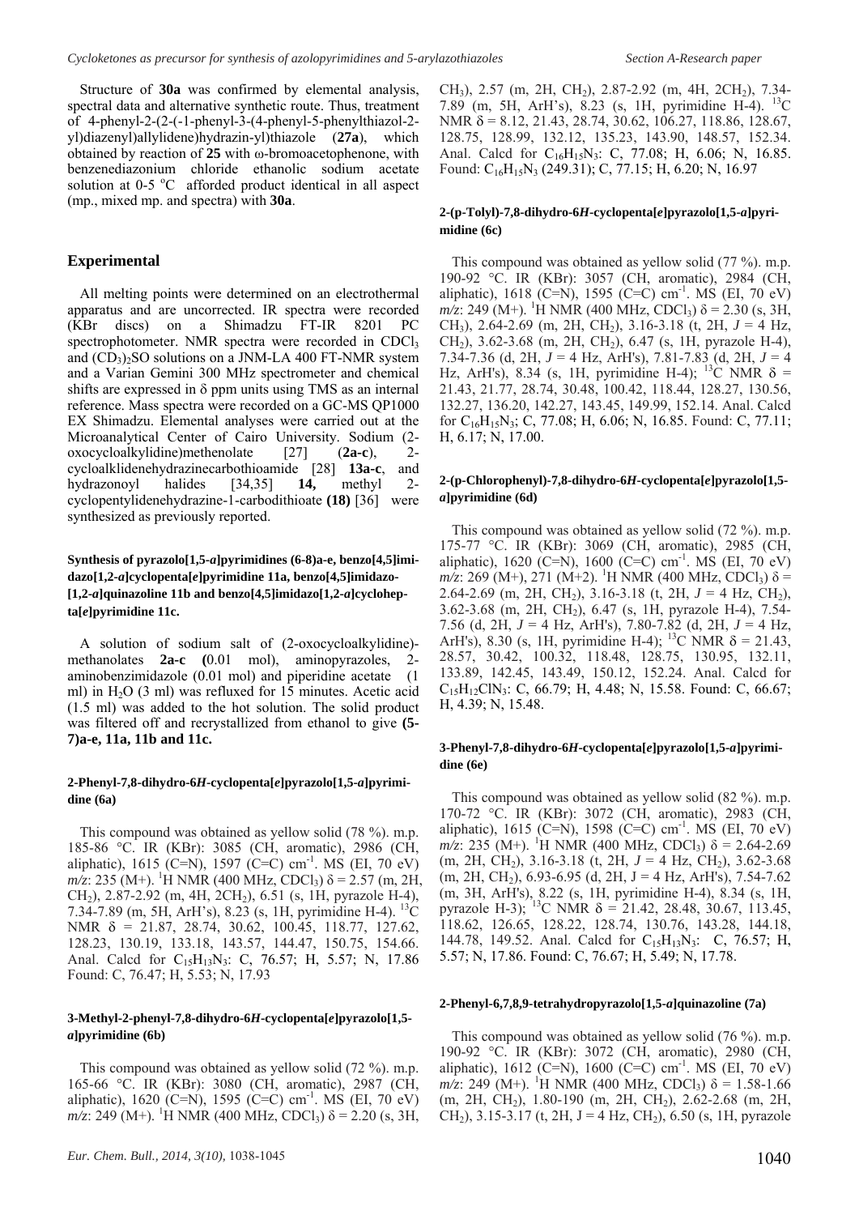Structure of **30a** was confirmed by elemental analysis, spectral data and alternative synthetic route. Thus, treatment of 4-phenyl-2-(2-(-1-phenyl-3-(4-phenyl-5-phenylthiazol-2-yl)diazenyl)allylidene)hydrazin-yl)thiazole (**27a**), which obtained by reaction of **25** with ω-bromoacetophenone, with benzenediazonium chloride ethanolic sodium acetate solution at 0-5 °C afforded product identical in all aspect (mp., mixed mp. and spectra) with **30a**.

## Experimental

All melting points were determined on an electrothermal apparatus and are uncorrected. IR spectra were recorded (KBr discs) on a Shimadzu FT-IR 8201 PC spectrophotometer. NMR spectra were recorded in $CDCl_3$ and $(CD_3)_2SO$ solutions on a JNM-LA 400 FT-NMR system and a Varian Gemini 300 MHz spectrometer and chemical shifts are expressed in δ ppm units using TMS as an internal reference. Mass spectra were recorded on a GC-MS QP1000 EX Shimadzu. Elemental analyses were carried out at the Microanalytical Center of Cairo University. Sodium (2-oxocycloalkylidine)methenolate [27] (**2a-c**), 2-cycloalklidenehydrazinecarbothioamide [28] **13a-c**, and hydrazonoyl halides [34,35] **14,** methyl 2-cyclopentylidenehydrazine-1-carbodithioate **(18)** [36] were synthesized as previously reported.

### Synthesis of pyrazolo[1,5-*a*]pyrimidines (6-8)a-e, benzo[4,5]imidazo[1,2-*a*]cyclopenta[*e*]pyrimidine 11a, benzo[4,5]imidazo-[1,2-*a*]quinazoline 11b and benzo[4,5]imidazo[1,2-*a*]cyclohepta[*e*]pyrimidine 11c.

A solution of sodium salt of (2-oxocycloalkylidine)-methanolates **2a-c (**0.01 mol), aminopyrazoles, 2-aminobenzimidazole (0.01 mol) and piperidine acetate (1 ml) in $H_2O$ (3 ml) was refluxed for 15 minutes. Acetic acid (1.5 ml) was added to the hot solution. The solid product was filtered off and recrystallized from ethanol to give **(5-7)a-e, 11a, 11b and 11c.**

### 2-Phenyl-7,8-dihydro-6*H*-cyclopenta[*e*]pyrazolo[1,5-*a*]pyrimidine (6a)

This compound was obtained as yellow solid (78 %). m.p. 185-86 °C. IR (KBr): 3085 (CH, aromatic), 2986 (CH, aliphatic), 1615 (C=N), 1597 (C=C) $cm^{-1}$. MS (EI, 70 eV) *m/z*: 235 (M+). $^1$H NMR (400 MHz, $CDCl_3$) δ = 2.57 (m, 2H, $CH_2$), 2.87-2.92 (m, 4H, 2$CH_2$), 6.51 (s, 1H, pyrazole H-4), 7.34-7.89 (m, 5H, ArH's), 8.23 (s, 1H, pyrimidine H-4). $^{13}$C NMR δ = 21.87, 28.74, 30.62, 100.45, 118.77, 127.62, 128.23, 130.19, 133.18, 143.57, 144.47, 150.75, 154.66. Anal. Calcd for $C_{15}H_{13}N_3$: C, 76.57; H, 5.57; N, 17.86 Found: C, 76.47; H, 5.53; N, 17.93

### 3-Methyl-2-phenyl-7,8-dihydro-6*H*-cyclopenta[*e*]pyrazolo[1,5-*a*]pyrimidine (6b)

This compound was obtained as yellow solid (72 %). m.p. 165-66 °C. IR (KBr): 3080 (CH, aromatic), 2987 (CH, aliphatic), 1620 (C=N), 1595 (C=C) $cm^{-1}$. MS (EI, 70 eV) *m/z*: 249 (M+). $^1$H NMR (400 MHz, $CDCl_3$) δ = 2.20 (s, 3H, $CH_3$), 2.57 (m, 2H, $CH_2$), 2.87-2.92 (m, 4H, 2$CH_2$), 7.34-7.89 (m, 5H, ArH's), 8.23 (s, 1H, pyrimidine H-4). $^{13}$C NMR δ = 8.12, 21.43, 28.74, 30.62, 106.27, 118.86, 128.67, 128.75, 128.99, 132.12, 135.23, 143.90, 148.57, 152.34. Anal. Calcd for $C_{16}H_{15}N_3$: C, 77.08; H, 6.06; N, 16.85. Found: $C_{16}H_{15}N_3$ (249.31); C, 77.15; H, 6.20; N, 16.97

### 2-(p-Tolyl)-7,8-dihydro-6*H*-cyclopenta[*e*]pyrazolo[1,5-*a*]pyrimidine (6c)

This compound was obtained as yellow solid (77 %). m.p. 190-92 °C. IR (KBr): 3057 (CH, aromatic), 2984 (CH, aliphatic), 1618 (C=N), 1595 (C=C) $cm^{-1}$. MS (EI, 70 eV) *m/z*: 249 (M+). $^1$H NMR (400 MHz, $CDCl_3$) δ = 2.30 (s, 3H, $CH_3$), 2.64-2.69 (m, 2H, $CH_2$), 3.16-3.18 (t, 2H, *J* = 4 Hz, $CH_2$), 3.62-3.68 (m, 2H, $CH_2$), 6.47 (s, 1H, pyrazole H-4), 7.34-7.36 (d, 2H, *J* = 4 Hz, ArH's), 7.81-7.83 (d, 2H, *J* = 4 Hz, ArH's), 8.34 (s, 1H, pyrimidine H-4); $^{13}$C NMR δ = 21.43, 21.77, 28.74, 30.48, 100.42, 118.44, 128.27, 130.56, 132.27, 136.20, 142.27, 143.45, 149.99, 152.14. Anal. Calcd for $C_{16}H_{15}N_3$; C, 77.08; H, 6.06; N, 16.85. Found: C, 77.11; H, 6.17; N, 17.00.

### 2-(p-Chlorophenyl)-7,8-dihydro-6*H*-cyclopenta[*e*]pyrazolo[1,5-*a*]pyrimidine (6d)

This compound was obtained as yellow solid (72 %). m.p. 175-77 °C. IR (KBr): 3069 (CH, aromatic), 2985 (CH, aliphatic), 1620 (C=N), 1600 (C=C) $cm^{-1}$. MS (EI, 70 eV) *m/z*: 269 (M+), 271 (M+2). $^1$H NMR (400 MHz, $CDCl_3$) δ = 2.64-2.69 (m, 2H, $CH_2$), 3.16-3.18 (t, 2H, *J* = 4 Hz, $CH_2$), 3.62-3.68 (m, 2H, $CH_2$), 6.47 (s, 1H, pyrazole H-4), 7.54-7.56 (d, 2H, *J* = 4 Hz, ArH's), 7.80-7.82 (d, 2H, *J* = 4 Hz, ArH's), 8.30 (s, 1H, pyrimidine H-4); $^{13}$C NMR δ = 21.43, 28.57, 30.42, 100.32, 118.48, 128.75, 130.95, 132.11, 133.89, 142.45, 143.49, 150.12, 152.24. Anal. Calcd for $C_{15}H_{12}ClN_3$: C, 66.79; H, 4.48; N, 15.58. Found: C, 66.67; H, 4.39; N, 15.48.

### 3-Phenyl-7,8-dihydro-6*H*-cyclopenta[*e*]pyrazolo[1,5-*a*]pyrimidine (6e)

This compound was obtained as yellow solid (82 %). m.p. 170-72 °C. IR (KBr): 3072 (CH, aromatic), 2983 (CH, aliphatic), 1615 (C=N), 1598 (C=C) $cm^{-1}$. MS (EI, 70 eV) *m/z*: 235 (M+). $^1$H NMR (400 MHz, $CDCl_3$) δ = 2.64-2.69 (m, 2H, $CH_2$), 3.16-3.18 (t, 2H, *J* = 4 Hz, $CH_2$), 3.62-3.68 (m, 2H, $CH_2$), 6.93-6.95 (d, 2H, J = 4 Hz, ArH's), 7.54-7.62 (m, 3H, ArH's), 8.22 (s, 1H, pyrimidine H-4), 8.34 (s, 1H, pyrazole H-3); $^{13}$C NMR δ = 21.42, 28.48, 30.67, 113.45, 118.62, 126.65, 128.22, 128.74, 130.76, 143.28, 144.18, 144.78, 149.52. Anal. Calcd for $C_{15}H_{13}N_3$: C, 76.57; H, 5.57; N, 17.86. Found: C, 76.67; H, 5.49; N, 17.78.

### 2-Phenyl-6,7,8,9-tetrahydropyrazolo[1,5-*a*]quinazoline (7a)

This compound was obtained as yellow solid (76 %). m.p. 190-92 °C. IR (KBr): 3072 (CH, aromatic), 2980 (CH, aliphatic), 1612 (C=N), 1600 (C=C) $cm^{-1}$. MS (EI, 70 eV) *m/z*: 249 (M+). $^1$H NMR (400 MHz, $CDCl_3$) δ = 1.58-1.66 (m, 2H, $CH_2$), 1.80-190 (m, 2H, $CH_2$), 2.62-2.68 (m, 2H, $CH_2$), 3.15-3.17 (t, 2H, J = 4 Hz, $CH_2$), 6.50 (s, 1H, pyrazole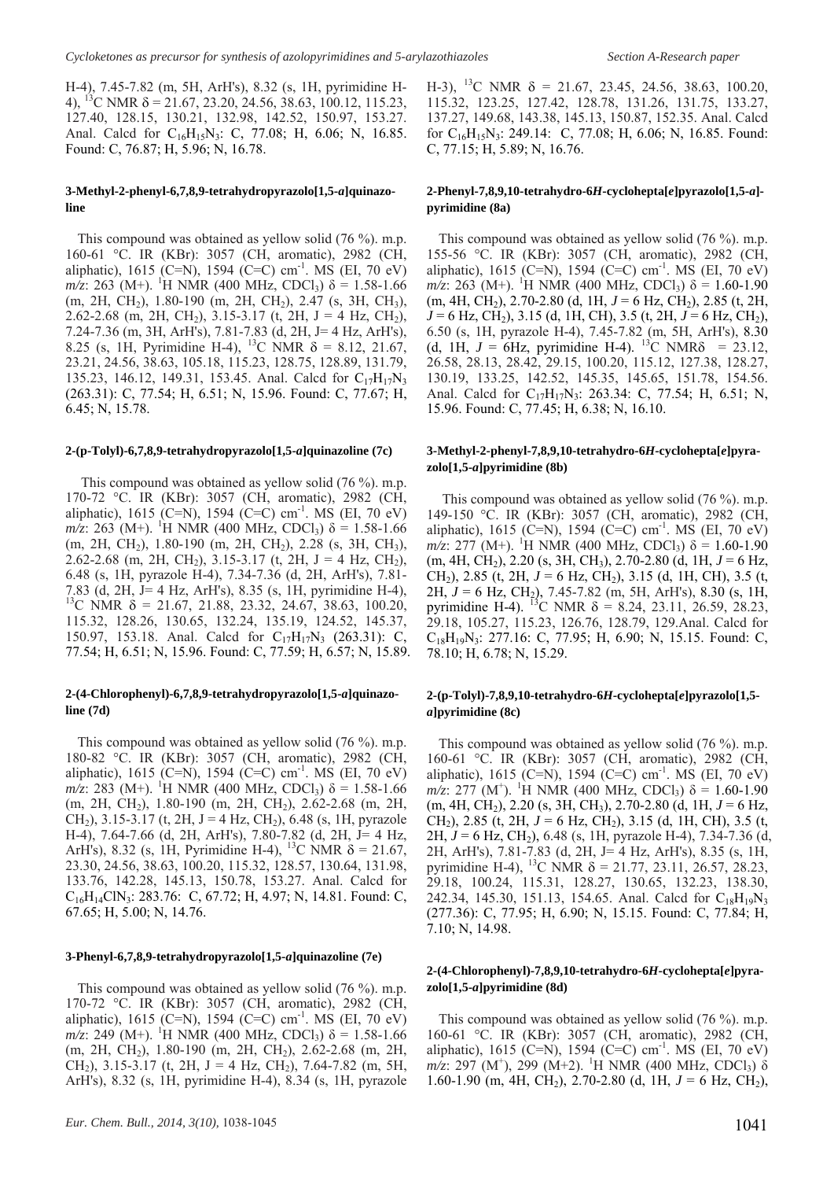H-4), 7.45-7.82 (m, 5H, ArH's), 8.32 (s, 1H, pyrimidine H-4), $^{13}$C NMR δ = 21.67, 23.20, 24.56, 38.63, 100.12, 115.23, 127.40, 128.15, 130.21, 132.98, 142.52, 150.97, 153.27. Anal. Calcd for $C_{16}H_{15}N_3$: C, 77.08; H, 6.06; N, 16.85. Found: C, 76.87; H, 5.96; N, 16.78.

#### 3-Methyl-2-phenyl-6,7,8,9-tetrahydropyrazolo[1,5-*a*]quinazoline

This compound was obtained as yellow solid (76 %). m.p. 160-61 °C. IR (KBr): 3057 (CH, aromatic), 2982 (CH, aliphatic), 1615 (C=N), 1594 (C=C) cm$^{-1}$. MS (EI, 70 eV) *m/z*: 263 (M+). $^1$H NMR (400 MHz, $CDCl_3$) δ = 1.58-1.66 (m, 2H, $CH_2$), 1.80-190 (m, 2H, $CH_2$), 2.47 (s, 3H, $CH_3$), 2.62-2.68 (m, 2H, $CH_2$), 3.15-3.17 (t, 2H, J = 4 Hz, $CH_2$), 7.24-7.36 (m, 3H, ArH's), 7.81-7.83 (d, 2H, J= 4 Hz, ArH's), 8.25 (s, 1H, Pyrimidine H-4), $^{13}$C NMR δ = 8.12, 21.67, 23.21, 24.56, 38.63, 105.18, 115.23, 128.75, 128.89, 131.79, 135.23, 146.12, 149.31, 153.45. Anal. Calcd for $C_{17}H_{17}N_3$ (263.31): C, 77.54; H, 6.51; N, 15.96. Found: C, 77.67; H, 6.45; N, 15.78.

#### 2-(p-Tolyl)-6,7,8,9-tetrahydropyrazolo[1,5-*a*]quinazoline (7c)

This compound was obtained as yellow solid (76 %). m.p. 170-72 °C. IR (KBr): 3057 (CH, aromatic), 2982 (CH, aliphatic), 1615 (C=N), 1594 (C=C) cm$^{-1}$. MS (EI, 70 eV) *m/z*: 263 (M+). $^1$H NMR (400 MHz, $CDCl_3$) δ = 1.58-1.66 (m, 2H, $CH_2$), 1.80-190 (m, 2H, $CH_2$), 2.28 (s, 3H, $CH_3$), 2.62-2.68 (m, 2H, $CH_2$), 3.15-3.17 (t, 2H, J = 4 Hz, $CH_2$), 6.48 (s, 1H, pyrazole H-4), 7.34-7.36 (d, 2H, ArH's), 7.81-7.83 (d, 2H, J= 4 Hz, ArH's), 8.35 (s, 1H, pyrimidine H-4), $^{13}$C NMR δ = 21.67, 21.88, 23.32, 24.67, 38.63, 100.20, 115.32, 128.26, 130.65, 132.24, 135.19, 124.52, 145.37, 150.97, 153.18. Anal. Calcd for $C_{17}H_{17}N_3$ (263.31): C, 77.54; H, 6.51; N, 15.96. Found: C, 77.59; H, 6.57; N, 15.89.

#### 2-(4-Chlorophenyl)-6,7,8,9-tetrahydropyrazolo[1,5-*a*]quinazoline (7d)

This compound was obtained as yellow solid (76 %). m.p. 180-82 °C. IR (KBr): 3057 (CH, aromatic), 2982 (CH, aliphatic), 1615 (C=N), 1594 (C=C) cm$^{-1}$. MS (EI, 70 eV) *m/z*: 283 (M+). $^1$H NMR (400 MHz, $CDCl_3$) δ = 1.58-1.66 (m, 2H, $CH_2$), 1.80-190 (m, 2H, $CH_2$), 2.62-2.68 (m, 2H, $CH_2$), 3.15-3.17 (t, 2H, J = 4 Hz, $CH_2$), 6.48 (s, 1H, pyrazole H-4), 7.64-7.66 (d, 2H, ArH's), 7.80-7.82 (d, 2H, J= 4 Hz, ArH's), 8.32 (s, 1H, Pyrimidine H-4), $^{13}$C NMR δ = 21.67, 23.30, 24.56, 38.63, 100.20, 115.32, 128.57, 130.64, 131.98, 133.76, 142.28, 145.13, 150.78, 153.27. Anal. Calcd for $C_{16}H_{14}ClN_3$: 283.76: C, 67.72; H, 4.97; N, 14.81. Found: C, 67.65; H, 5.00; N, 14.76.

#### 3-Phenyl-6,7,8,9-tetrahydropyrazolo[1,5-*a*]quinazoline (7e)

This compound was obtained as yellow solid (76 %). m.p. 170-72 °C. IR (KBr): 3057 (CH, aromatic), 2982 (CH, aliphatic), 1615 (C=N), 1594 (C=C) cm$^{-1}$. MS (EI, 70 eV) *m/z*: 249 (M+). $^1$H NMR (400 MHz, $CDCl_3$) δ = 1.58-1.66 (m, 2H, $CH_2$), 1.80-190 (m, 2H, $CH_2$), 2.62-2.68 (m, 2H, $CH_2$), 3.15-3.17 (t, 2H, J = 4 Hz, $CH_2$), 7.64-7.82 (m, 5H, ArH's), 8.32 (s, 1H, pyrimidine H-4), 8.34 (s, 1H, pyrazole H-3), $^{13}$C NMR δ = 21.67, 23.45, 24.56, 38.63, 100.20, 115.32, 123.25, 127.42, 128.78, 131.26, 131.75, 133.27, 137.27, 149.68, 143.38, 145.13, 150.87, 152.35. Anal. Calcd for $C_{16}H_{15}N_3$: 249.14: C, 77.08; H, 6.06; N, 16.85. Found: C, 77.15; H, 5.89; N, 16.76.

#### 2-Phenyl-7,8,9,10-tetrahydro-6*H*-cyclohepta[*e*]pyrazolo[1,5-*a*]-pyrimidine (8a)

This compound was obtained as yellow solid (76 %). m.p. 155-56 °C. IR (KBr): 3057 (CH, aromatic), 2982 (CH, aliphatic), 1615 (C=N), 1594 (C=C) cm$^{-1}$. MS (EI, 70 eV) *m/z*: 263 (M+). $^1$H NMR (400 MHz, $CDCl_3$) δ = 1.60-1.90 (m, 4H, $CH_2$), 2.70-2.80 (d, 1H, *J* = 6 Hz, $CH_2$), 2.85 (t, 2H, *J* = 6 Hz, $CH_2$), 3.15 (d, 1H, CH), 3.5 (t, 2H, *J* = 6 Hz, $CH_2$), 6.50 (s, 1H, pyrazole H-4), 7.45-7.82 (m, 5H, ArH's), 8.30 (d, 1H, *J* = 6Hz, pyrimidine H-4). $^{13}$C NMRδ = 23.12, 26.58, 28.13, 28.42, 29.15, 100.20, 115.12, 127.38, 128.27, 130.19, 133.25, 142.52, 145.35, 145.65, 151.78, 154.56. Anal. Calcd for $C_{17}H_{17}N_3$: 263.34: C, 77.54; H, 6.51; N, 15.96. Found: C, 77.45; H, 6.38; N, 16.10.

#### 3-Methyl-2-phenyl-7,8,9,10-tetrahydro-6*H*-cyclohepta[*e*]pyrazolo[1,5-*a*]pyrimidine (8b)

This compound was obtained as yellow solid (76 %). m.p. 149-150 °C. IR (KBr): 3057 (CH, aromatic), 2982 (CH, aliphatic), 1615 (C=N), 1594 (C=C) cm$^{-1}$. MS (EI, 70 eV) *m/z*: 277 (M+). $^1$H NMR (400 MHz, $CDCl_3$) δ = 1.60-1.90 (m, 4H, $CH_2$), 2.20 (s, 3H, $CH_3$), 2.70-2.80 (d, 1H, *J* = 6 Hz, $CH_2$), 2.85 (t, 2H, *J* = 6 Hz, $CH_2$), 3.15 (d, 1H, CH), 3.5 (t, 2H, *J* = 6 Hz, $CH_2$), 7.45-7.82 (m, 5H, ArH's), 8.30 (s, 1H, pyrimidine H-4). $^{13}$C NMR δ = 8.24, 23.11, 26.59, 28.23, 29.18, 105.27, 115.23, 126.76, 128.79, 129.Anal. Calcd for $C_{18}H_{19}N_3$: 277.16: C, 77.95; H, 6.90; N, 15.15. Found: C, 78.10; H, 6.78; N, 15.29.

#### 2-(p-Tolyl)-7,8,9,10-tetrahydro-6*H*-cyclohepta[*e*]pyrazolo[1,5-*a*]pyrimidine (8c)

This compound was obtained as yellow solid (76 %). m.p. 160-61 °C. IR (KBr): 3057 (CH, aromatic), 2982 (CH, aliphatic), 1615 (C=N), 1594 (C=C) cm$^{-1}$. MS (EI, 70 eV) *m/z*: 277 ($M^+$). $^1$H NMR (400 MHz, $CDCl_3$) δ = 1.60-1.90 (m, 4H, $CH_2$), 2.20 (s, 3H, $CH_3$), 2.70-2.80 (d, 1H, *J* = 6 Hz, $CH_2$), 2.85 (t, 2H, *J* = 6 Hz, $CH_2$), 3.15 (d, 1H, CH), 3.5 (t, 2H, *J* = 6 Hz, $CH_2$), 6.48 (s, 1H, pyrazole H-4), 7.34-7.36 (d, 2H, ArH's), 7.81-7.83 (d, 2H, J= 4 Hz, ArH's), 8.35 (s, 1H, pyrimidine H-4), $^{13}$C NMR δ = 21.77, 23.11, 26.57, 28.23, 29.18, 100.24, 115.31, 128.27, 130.65, 132.23, 138.30, 242.34, 145.30, 151.13, 154.65. Anal. Calcd for $C_{18}H_{19}N_3$ (277.36): C, 77.95; H, 6.90; N, 15.15. Found: C, 77.84; H, 7.10; N, 14.98.

#### 2-(4-Chlorophenyl)-7,8,9,10-tetrahydro-6*H*-cyclohepta[*e*]pyrazolo[1,5-*a*]pyrimidine (8d)

This compound was obtained as yellow solid (76 %). m.p. 160-61 °C. IR (KBr): 3057 (CH, aromatic), 2982 (CH, aliphatic), 1615 (C=N), 1594 (C=C) cm$^{-1}$. MS (EI, 70 eV) *m/z*: 297 ($M^+$), 299 (M+2). $^1$H NMR (400 MHz, $CDCl_3$) δ 1.60-1.90 (m, 4H, $CH_2$), 2.70-2.80 (d, 1H, *J* = 6 Hz, $CH_2$),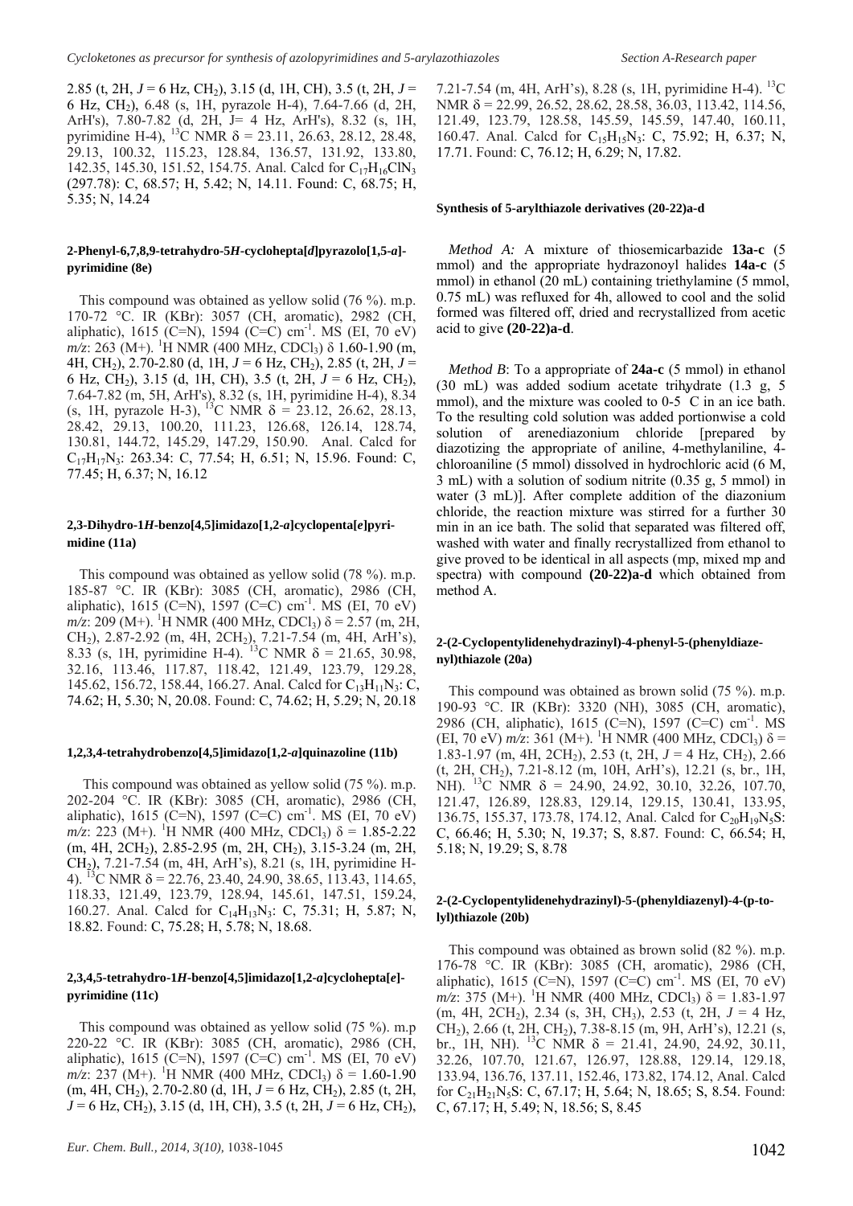2.85 (t, 2H, $J = 6$ Hz, $CH_2$), 3.15 (d, 1H, CH), 3.5 (t, 2H, $J = 6$ Hz, $CH_2$), 6.48 (s, 1H, pyrazole H-4), 7.64-7.66 (d, 2H, ArH's), 7.80-7.82 (d, 2H, J= 4 Hz, ArH's), 8.32 (s, 1H, pyrimidine H-4), $^{13}$C NMR δ = 23.11, 26.63, 28.12, 28.48, 29.13, 100.32, 115.23, 128.84, 136.57, 131.92, 133.80, 142.35, 145.30, 151.52, 154.75. Anal. Calcd for $C_{17}H_{16}ClN_3$ (297.78): C, 68.57; H, 5.42; N, 14.11. Found: C, 68.75; H, 5.35; N, 14.24

#### 2-Phenyl-6,7,8,9-tetrahydro-5*H*-cyclohepta[*d*]pyrazolo[1,5-*a*]-pyrimidine (8e)

This compound was obtained as yellow solid (76 %). m.p. 170-72 °C. IR (KBr): 3057 (CH, aromatic), 2982 (CH, aliphatic), 1615 (C=N), 1594 (C=C) cm$^{-1}$. MS (EI, 70 eV) *m/z*: 263 (M+). $^1$H NMR (400 MHz, $CDCl_3$) δ 1.60-1.90 (m, 4H, $CH_2$), 2.70-2.80 (d, 1H, $J = 6$ Hz, $CH_2$), 2.85 (t, 2H, $J = 6$ Hz, $CH_2$), 3.15 (d, 1H, CH), 3.5 (t, 2H, $J = 6$ Hz, $CH_2$), 7.64-7.82 (m, 5H, ArH's), 8.32 (s, 1H, pyrimidine H-4), 8.34 (s, 1H, pyrazole H-3), $^{13}$C NMR δ = 23.12, 26.62, 28.13, 28.42, 29.13, 100.20, 111.23, 126.68, 126.14, 128.74, 130.81, 144.72, 145.29, 147.29, 150.90. Anal. Calcd for $C_{17}H_{17}N_3$: 263.34: C, 77.54; H, 6.51; N, 15.96. Found: C, 77.45; H, 6.37; N, 16.12

#### 2,3-Dihydro-1*H*-benzo[4,5]imidazo[1,2-*a*]cyclopenta[*e*]pyrimidine (11a)

This compound was obtained as yellow solid (78 %). m.p. 185-87 °C. IR (KBr): 3085 (CH, aromatic), 2986 (CH, aliphatic), 1615 (C=N), 1597 (C=C) cm$^{-1}$. MS (EI, 70 eV) *m/z*: 209 (M+). $^1$H NMR (400 MHz, $CDCl_3$) δ = 2.57 (m, 2H, $CH_2$), 2.87-2.92 (m, 4H, 2$CH_2$), 7.21-7.54 (m, 4H, ArH's), 8.33 (s, 1H, pyrimidine H-4). $^{13}$C NMR δ = 21.65, 30.98, 32.16, 113.46, 117.87, 118.42, 121.49, 123.79, 129.28, 145.62, 156.72, 158.44, 166.27. Anal. Calcd for $C_{13}H_{11}N_3$: C, 74.62; H, 5.30; N, 20.08. Found: C, 74.62; H, 5.29; N, 20.18

#### 1,2,3,4-tetrahydrobenzo[4,5]imidazo[1,2-*a*]quinazoline (11b)

This compound was obtained as yellow solid (75 %). m.p. 202-204 °C. IR (KBr): 3085 (CH, aromatic), 2986 (CH, aliphatic), 1615 (C=N), 1597 (C=C) cm$^{-1}$. MS (EI, 70 eV) *m/z*: 223 (M+). $^1$H NMR (400 MHz, $CDCl_3$) δ = 1.85-2.22 (m, 4H, 2$CH_2$), 2.85-2.95 (m, 2H, $CH_2$), 3.15-3.24 (m, 2H, $CH_2$), 7.21-7.54 (m, 4H, ArH's), 8.21 (s, 1H, pyrimidine H-4). $^{13}$C NMR δ = 22.76, 23.40, 24.90, 38.65, 113.43, 114.65, 118.33, 121.49, 123.79, 128.94, 145.61, 147.51, 159.24, 160.27. Anal. Calcd for $C_{14}H_{13}N_3$: C, 75.31; H, 5.87; N, 18.82. Found: C, 75.28; H, 5.78; N, 18.68.

#### 2,3,4,5-tetrahydro-1*H*-benzo[4,5]imidazo[1,2-*a*]cyclohepta[*e*]-pyrimidine (11c)

This compound was obtained as yellow solid (75 %). m.p 220-22 °C. IR (KBr): 3085 (CH, aromatic), 2986 (CH, aliphatic), 1615 (C=N), 1597 (C=C) cm$^{-1}$. MS (EI, 70 eV) *m/z*: 237 (M+). $^1$H NMR (400 MHz, $CDCl_3$) δ = 1.60-1.90 (m, 4H, $CH_2$), 2.70-2.80 (d, 1H, $J = 6$ Hz, $CH_2$), 2.85 (t, 2H, $J = 6$ Hz, $CH_2$), 3.15 (d, 1H, CH), 3.5 (t, 2H, $J = 6$ Hz, $CH_2$), 7.21-7.54 (m, 4H, ArH's), 8.28 (s, 1H, pyrimidine H-4). $^{13}$C NMR δ = 22.99, 26.52, 28.62, 28.58, 36.03, 113.42, 114.56, 121.49, 123.79, 128.58, 145.59, 145.59, 147.40, 160.11, 160.47. Anal. Calcd for $C_{15}H_{15}N_3$: C, 75.92; H, 6.37; N, 17.71. Found: C, 76.12; H, 6.29; N, 17.82.

#### Synthesis of 5-arylthiazole derivatives (20-22)a-d

*Method A:* A mixture of thiosemicarbazide **13a-c** (5 mmol) and the appropriate hydrazonoyl halides **14a-c** (5 mmol) in ethanol (20 mL) containing triethylamine (5 mmol, 0.75 mL) was refluxed for 4h, allowed to cool and the solid formed was filtered off, dried and recrystallized from acetic acid to give **(20-22)a-d**.

*Method B*: To a appropriate of **24a-c** (5 mmol) in ethanol (30 mL) was added sodium acetate trihydrate (1.3 g, 5 mmol), and the mixture was cooled to 0-5 C in an ice bath. To the resulting cold solution was added portionwise a cold solution of arenediazonium chloride [prepared by diazotizing the appropriate of aniline, 4-methylaniline, 4-chloroaniline (5 mmol) dissolved in hydrochloric acid (6 M, 3 mL) with a solution of sodium nitrite (0.35 g, 5 mmol) in water (3 mL)]. After complete addition of the diazonium chloride, the reaction mixture was stirred for a further 30 min in an ice bath. The solid that separated was filtered off, washed with water and finally recrystallized from ethanol to give proved to be identical in all aspects (mp, mixed mp and spectra) with compound **(20-22)a-d** which obtained from method A.

#### 2-(2-Cyclopentylidenehydrazinyl)-4-phenyl-5-(phenyldiazenyl)thiazole (20a)

This compound was obtained as brown solid (75 %). m.p. 190-93 °C. IR (KBr): 3320 (NH), 3085 (CH, aromatic), 2986 (CH, aliphatic), 1615 (C=N), 1597 (C=C) cm$^{-1}$. MS (EI, 70 eV) *m/z*: 361 (M+). $^1$H NMR (400 MHz, $CDCl_3$) δ = 1.83-1.97 (m, 4H, 2$CH_2$), 2.53 (t, 2H, $J = 4$ Hz, $CH_2$), 2.66 (t, 2H, $CH_2$), 7.21-8.12 (m, 10H, ArH's), 12.21 (s, br., 1H, NH). $^{13}$C NMR δ = 24.90, 24.92, 30.10, 32.26, 107.70, 121.47, 126.89, 128.83, 129.14, 129.15, 130.41, 133.95, 136.75, 155.37, 173.78, 174.12, Anal. Calcd for $C_{20}H_{19}N_5S$: C, 66.46; H, 5.30; N, 19.37; S, 8.87. Found: C, 66.54; H, 5.18; N, 19.29; S, 8.78

#### 2-(2-Cyclopentylidenehydrazinyl)-5-(phenyldiazenyl)-4-(p-tolyl)thiazole (20b)

This compound was obtained as brown solid (82 %). m.p. 176-78 °C. IR (KBr): 3085 (CH, aromatic), 2986 (CH, aliphatic), 1615 (C=N), 1597 (C=C) cm$^{-1}$. MS (EI, 70 eV) *m/z*: 375 (M+). $^1$H NMR (400 MHz, $CDCl_3$) δ = 1.83-1.97 (m, 4H, 2$CH_2$), 2.34 (s, 3H, $CH_3$), 2.53 (t, 2H, $J = 4$ Hz, $CH_2$), 2.66 (t, 2H, $CH_2$), 7.38-8.15 (m, 9H, ArH's), 12.21 (s, br., 1H, NH). $^{13}$C NMR δ = 21.41, 24.90, 24.92, 30.11, 32.26, 107.70, 121.67, 126.97, 128.88, 129.14, 129.18, 133.94, 136.76, 137.11, 152.46, 173.82, 174.12, Anal. Calcd for $C_{21}H_{21}N_5S$: C, 67.17; H, 5.64; N, 18.65; S, 8.54. Found: C, 67.17; H, 5.49; N, 18.56; S, 8.45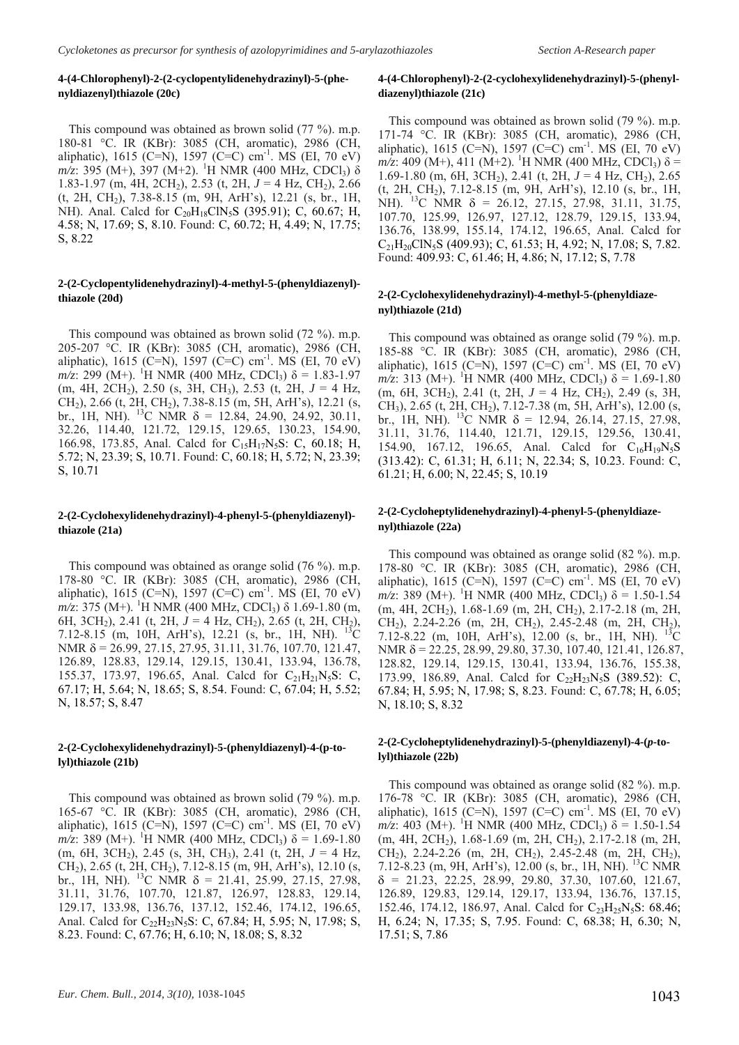#### 4-(4-Chlorophenyl)-2-(2-cyclopentylidenehydrazinyl)-5-(phenyldiazenyl)thiazole (20c)

This compound was obtained as brown solid (77 %). m.p. 180-81 °C. IR (KBr): 3085 (CH, aromatic), 2986 (CH, aliphatic), 1615 (C=N), 1597 (C=C) $cm^{-1}$. MS (EI, 70 eV) *m/z*: 395 (M+), 397 (M+2). $^{1}H$ NMR (400 MHz, $CDCl_3$) δ 1.83-1.97 (m, 4H, $2CH_2$), 2.53 (t, 2H, *J* = 4 Hz, $CH_2$), 2.66 (t, 2H, $CH_2$), 7.38-8.15 (m, 9H, ArH's), 12.21 (s, br., 1H, NH). Anal. Calcd for $C_{20}H_{18}ClN_5S$ (395.91); C, 60.67; H, 4.58; N, 17.69; S, 8.10. Found: C, 60.72; H, 4.49; N, 17.75; S, 8.22

#### 2-(2-Cyclopentylidenehydrazinyl)-4-methyl-5-(phenyldiazenyl)-thiazole (20d)

This compound was obtained as brown solid (72 %). m.p. 205-207 °C. IR (KBr): 3085 (CH, aromatic), 2986 (CH, aliphatic), 1615 (C=N), 1597 (C=C) $cm^{-1}$. MS (EI, 70 eV) *m/z*: 299 (M+). $^{1}H$ NMR (400 MHz, $CDCl_3$) δ = 1.83-1.97 (m, 4H, $2CH_2$), 2.50 (s, 3H, $CH_3$), 2.53 (t, 2H, *J* = 4 Hz, $CH_2$), 2.66 (t, 2H, $CH_2$), 7.38-8.15 (m, 5H, ArH's), 12.21 (s, br., 1H, NH). $^{13}C$ NMR δ = 12.84, 24.90, 24.92, 30.11, 32.26, 114.40, 121.72, 129.15, 129.65, 130.23, 154.90, 166.98, 173.85, Anal. Calcd for $C_{15}H_{17}N_5S$: C, 60.18; H, 5.72; N, 23.39; S, 10.71. Found: C, 60.18; H, 5.72; N, 23.39; S, 10.71

#### 2-(2-Cyclohexylidenehydrazinyl)-4-phenyl-5-(phenyldiazenyl)-thiazole (21a)

This compound was obtained as orange solid (76 %). m.p. 178-80 °C. IR (KBr): 3085 (CH, aromatic), 2986 (CH, aliphatic), 1615 (C=N), 1597 (C=C) $cm^{-1}$. MS (EI, 70 eV) *m/z*: 375 (M+). $^{1}H$ NMR (400 MHz, $CDCl_3$) δ 1.69-1.80 (m, 6H, $3CH_2$), 2.41 (t, 2H, *J* = 4 Hz, $CH_2$), 2.65 (t, 2H, $CH_2$), 7.12-8.15 (m, 10H, ArH's), 12.21 (s, br., 1H, NH). $^{13}C$ NMR δ = 26.99, 27.15, 27.95, 31.11, 31.76, 107.70, 121.47, 126.89, 128.83, 129.14, 129.15, 130.41, 133.94, 136.78, 155.37, 173.97, 196.65, Anal. Calcd for $C_{21}H_{21}N_5S$: C, 67.17; H, 5.64; N, 18.65; S, 8.54. Found: C, 67.04; H, 5.52; N, 18.57; S, 8.47

#### 2-(2-Cyclohexylidenehydrazinyl)-5-(phenyldiazenyl)-4-(p-tolyl)thiazole (21b)

This compound was obtained as brown solid (79 %). m.p. 165-67 °C. IR (KBr): 3085 (CH, aromatic), 2986 (CH, aliphatic), 1615 (C=N), 1597 (C=C) $cm^{-1}$. MS (EI, 70 eV) *m/z*: 389 (M+). $^{1}H$ NMR (400 MHz, $CDCl_3$) δ = 1.69-1.80 (m, 6H, $3CH_2$), 2.45 (s, 3H, $CH_3$), 2.41 (t, 2H, *J* = 4 Hz, $CH_2$), 2.65 (t, 2H, $CH_2$), 7.12-8.15 (m, 9H, ArH's), 12.10 (s, br., 1H, NH). $^{13}C$ NMR δ = 21.41, 25.99, 27.15, 27.98, 31.11, 31.76, 107.70, 121.87, 126.97, 128.83, 129.14, 129.17, 133.98, 136.76, 137.12, 152.46, 174.12, 196.65, Anal. Calcd for $C_{22}H_{23}N_5S$: C, 67.84; H, 5.95; N, 17.98; S, 8.23. Found: C, 67.76; H, 6.10; N, 18.08; S, 8.32

#### 4-(4-Chlorophenyl)-2-(2-cyclohexylidenehydrazinyl)-5-(phenyldiazenyl)thiazole (21c)

This compound was obtained as brown solid (79 %). m.p. 171-74 °C. IR (KBr): 3085 (CH, aromatic), 2986 (CH, aliphatic), 1615 (C=N), 1597 (C=C) $cm^{-1}$. MS (EI, 70 eV) *m/z*: 409 (M+), 411 (M+2). $^{1}H$ NMR (400 MHz, $CDCl_3$) δ = 1.69-1.80 (m, 6H, $3CH_2$), 2.41 (t, 2H, *J* = 4 Hz, $CH_2$), 2.65 (t, 2H, $CH_2$), 7.12-8.15 (m, 9H, ArH's), 12.10 (s, br., 1H, NH). $^{13}C$ NMR δ = 26.12, 27.15, 27.98, 31.11, 31.75, 107.70, 125.99, 126.97, 127.12, 128.79, 129.15, 133.94, 136.76, 138.99, 155.14, 174.12, 196.65, Anal. Calcd for $C_{21}H_{20}ClN_5S$ (409.93); C, 61.53; H, 4.92; N, 17.08; S, 7.82. Found: 409.93: C, 61.46; H, 4.86; N, 17.12; S, 7.78

#### 2-(2-Cyclohexylidenehydrazinyl)-4-methyl-5-(phenyldiazenyl)thiazole (21d)

This compound was obtained as orange solid (79 %). m.p. 185-88 °C. IR (KBr): 3085 (CH, aromatic), 2986 (CH, aliphatic), 1615 (C=N), 1597 (C=C) $cm^{-1}$. MS (EI, 70 eV) *m/z*: 313 (M+). $^{1}H$ NMR (400 MHz, $CDCl_3$) δ = 1.69-1.80 (m, 6H, $3CH_2$), 2.41 (t, 2H, *J* = 4 Hz, $CH_2$), 2.49 (s, 3H, $CH_3$), 2.65 (t, 2H, $CH_2$), 7.12-7.38 (m, 5H, ArH's), 12.00 (s, br., 1H, NH). $^{13}C$ NMR δ = 12.94, 26.14, 27.15, 27.98, 31.11, 31.76, 114.40, 121.71, 129.15, 129.56, 130.41, 154.90, 167.12, 196.65, Anal. Calcd for $C_{16}H_{19}N_5S$ (313.42): C, 61.31; H, 6.11; N, 22.34; S, 10.23. Found: C, 61.21; H, 6.00; N, 22.45; S, 10.19

#### 2-(2-Cycloheptylidenehydrazinyl)-4-phenyl-5-(phenyldiazenyl)thiazole (22a)

This compound was obtained as orange solid (82 %). m.p. 178-80 °C. IR (KBr): 3085 (CH, aromatic), 2986 (CH, aliphatic), 1615 (C=N), 1597 (C=C) $cm^{-1}$. MS (EI, 70 eV) *m/z*: 389 (M+). $^{1}H$ NMR (400 MHz, $CDCl_3$) δ = 1.50-1.54 (m, 4H, $2CH_2$), 1.68-1.69 (m, 2H, $CH_2$), 2.17-2.18 (m, 2H, $CH_2$), 2.24-2.26 (m, 2H, $CH_2$), 2.45-2.48 (m, 2H, $CH_2$), 7.12-8.22 (m, 10H, ArH's), 12.00 (s, br., 1H, NH). $^{13}C$ NMR δ = 22.25, 28.99, 29.80, 37.30, 107.40, 121.41, 126.87, 128.82, 129.14, 129.15, 130.41, 133.94, 136.76, 155.38, 173.99, 186.89, Anal. Calcd for $C_{22}H_{23}N_5S$ (389.52): C, 67.84; H, 5.95; N, 17.98; S, 8.23. Found: C, 67.78; H, 6.05; N, 18.10; S, 8.32

#### 2-(2-Cycloheptylidenehydrazinyl)-5-(phenyldiazenyl)-4-(*p*-tolyl)thiazole (22b)

This compound was obtained as orange solid (82 %). m.p. 176-78 °C. IR (KBr): 3085 (CH, aromatic), 2986 (CH, aliphatic), 1615 (C=N), 1597 (C=C) $cm^{-1}$. MS (EI, 70 eV) *m/z*: 403 (M+). $^{1}H$ NMR (400 MHz, $CDCl_3$) δ = 1.50-1.54 (m, 4H, $2CH_2$), 1.68-1.69 (m, 2H, $CH_2$), 2.17-2.18 (m, 2H, $CH_2$), 2.24-2.26 (m, 2H, $CH_2$), 2.45-2.48 (m, 2H, $CH_2$), 7.12-8.23 (m, 9H, ArH's), 12.00 (s, br., 1H, NH). $^{13}C$ NMR δ = 21.23, 22.25, 28.99, 29.80, 37.30, 107.60, 121.67, 126.89, 129.83, 129.14, 129.17, 133.94, 136.76, 137.15, 152.46, 174.12, 186.97, Anal. Calcd for $C_{23}H_{25}N_5S$: 68.46; H, 6.24; N, 17.35; S, 7.95. Found: C, 68.38; H, 6.30; N, 17.51; S, 7.86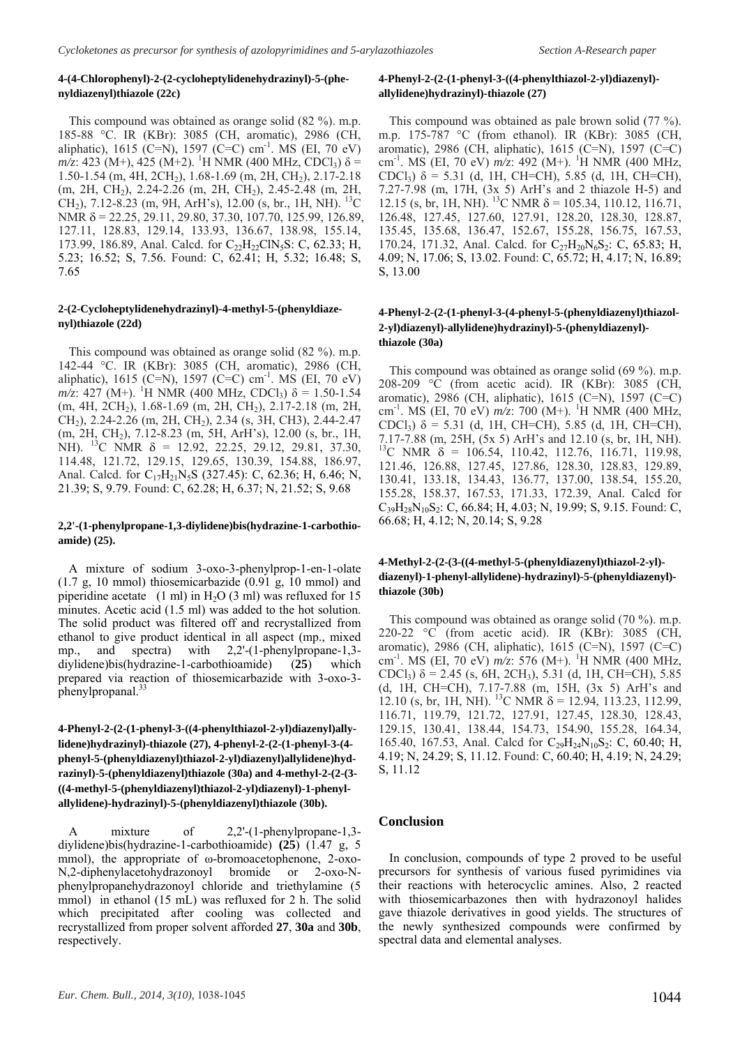### 4-(4-Chlorophenyl)-2-(2-cycloheptylidenehydrazinyl)-5-(phenyldiazenyl)thiazole (22c)

This compound was obtained as orange solid (82 %). m.p. 185-88 °C. IR (KBr): 3085 (CH, aromatic), 2986 (CH, aliphatic), 1615 (C=N), 1597 (C=C) $cm^{-1}$. MS (EI, 70 eV) *m/z*: 423 (M+), 425 (M+2). $^{1}H$ NMR (400 MHz, $CDCl_3$) δ = 1.50-1.54 (m, 4H, $2CH_2$), 1.68-1.69 (m, 2H, $CH_2$), 2.17-2.18 (m, 2H, $CH_2$), 2.24-2.26 (m, 2H, $CH_2$), 2.45-2.48 (m, 2H, $CH_2$), 7.12-8.23 (m, 9H, ArH's), 12.00 (s, br., 1H, NH). $^{13}C$ NMR δ = 22.25, 29.11, 29.80, 37.30, 107.70, 125.99, 126.89, 127.11, 128.83, 129.14, 133.93, 136.67, 138.98, 155.14, 173.99, 186.89, Anal. Calcd. for $C_{22}H_{22}ClN_5S$: C, 62.33; H, 5.23; 16.52; S, 7.56. Found: C, 62.41; H, 5.32; 16.48; S, 7.65

### 2-(2-Cycloheptylidenehydrazinyl)-4-methyl-5-(phenyldiazenyl)thiazole (22d)

This compound was obtained as orange solid (82 %). m.p. 142-44 °C. IR (KBr): 3085 (CH, aromatic), 2986 (CH, aliphatic), 1615 (C=N), 1597 (C=C) $cm^{-1}$. MS (EI, 70 eV) *m/z*: 427 (M+). $^{1}H$ NMR (400 MHz, $CDCl_3$) δ = 1.50-1.54 (m, 4H, $2CH_2$), 1.68-1.69 (m, 2H, $CH_2$), 2.17-2.18 (m, 2H, $CH_2$), 2.24-2.26 (m, 2H, $CH_2$), 2.34 (s, 3H, CH3), 2.44-2.47 (m, 2H, $CH_2$), 7.12-8.23 (m, 5H, ArH's), 12.00 (s, br., 1H, NH). $^{13}C$ NMR δ = 12.92, 22.25, 29.12, 29.81, 37.30, 114.48, 121.72, 129.15, 129.65, 130.39, 154.88, 186.97, Anal. Calcd. for $C_{17}H_{21}N_5S$ (327.45): C, 62.36; H, 6.46; N, 21.39; S, 9.79. Found: C, 62.28; H, 6.37; N, 21.52; S, 9.68

### 2,2'-(1-phenylpropane-1,3-diylidene)bis(hydrazine-1-carbothioamide) (25).

A mixture of sodium 3-oxo-3-phenylprop-1-en-1-olate (1.7 g, 10 mmol) thiosemicarbazide (0.91 g, 10 mmol) and piperidine acetate (1 ml) in $H_2O$ (3 ml) was refluxed for 15 minutes. Acetic acid (1.5 ml) was added to the hot solution. The solid product was filtered off and recrystallized from ethanol to give product identical in all aspect (mp., mixed mp., and spectra) with 2,2'-(1-phenylpropane-1,3-diylidene)bis(hydrazine-1-carbothioamide) (**25**) which prepared via reaction of thiosemicarbazide with 3-oxo-3-phenylpropanal.[33]

### 4-Phenyl-2-(2-(1-phenyl-3-((4-phenylthiazol-2-yl)diazenyl)allylidene)hydrazinyl)-thiazole (27), 4-phenyl-2-(2-(1-phenyl-3-(4-phenyl-5-(phenyldiazenyl)thiazol-2-yl)diazenyl)allylidene)hydrazinyl)-5-(phenyldiazenyl)thiazole (30a) and 4-methyl-2-(2-(3-((4-methyl-5-(phenyldiazenyl)thiazol-2-yl)diazenyl)-1-phenylallylidene)-hydrazinyl)-5-(phenyldiazenyl)thiazole (30b).

A mixture of 2,2'-(1-phenylpropane-1,3-diylidene)bis(hydrazine-1-carbothioamide) **(25**) (1.47 g, 5 mmol), the appropriate of ω-bromoacetophenone, 2-oxo-N,2-diphenylacetohydrazonoyl bromide or 2-oxo-N-phenylpropanehydrazonoyl chloride and triethylamine (5 mmol) in ethanol (15 mL) was refluxed for 2 h. The solid which precipitated after cooling was collected and recrystallized from proper solvent afforded **27**, **30a** and **30b**, respectively.

### 4-Phenyl-2-(2-(1-phenyl-3-((4-phenylthiazol-2-yl)diazenyl)-allylidene)hydrazinyl)-thiazole (27)

This compound was obtained as pale brown solid (77 %). m.p. 175-787 °C (from ethanol). IR (KBr): 3085 (CH, aromatic), 2986 (CH, aliphatic), 1615 (C=N), 1597 (C=C) $cm^{-1}$. MS (EI, 70 eV) *m/z*: 492 (M+). $^{1}H$ NMR (400 MHz, $CDCl_3$) δ = 5.31 (d, 1H, CH=CH), 5.85 (d, 1H, CH=CH), 7.27-7.98 (m, 17H, (3x 5) ArH's and 2 thiazole H-5) and 12.15 (s, br, 1H, NH). $^{13}C$ NMR δ = 105.34, 110.12, 116.71, 126.48, 127.45, 127.60, 127.91, 128.20, 128.30, 128.87, 135.45, 135.68, 136.47, 152.67, 155.28, 156.75, 167.53, 170.24, 171.32, Anal. Calcd. for $C_{27}H_{20}N_6S_2$: C, 65.83; H, 4.09; N, 17.06; S, 13.02. Found: C, 65.72; H, 4.17; N, 16.89; S, 13.00

### 4-Phenyl-2-(2-(1-phenyl-3-(4-phenyl-5-(phenyldiazenyl)thiazol-2-yl)diazenyl)-allylidene)hydrazinyl)-5-(phenyldiazenyl)-thiazole (30a)

This compound was obtained as orange solid (69 %). m.p. 208-209 °C (from acetic acid). IR (KBr): 3085 (CH, aromatic), 2986 (CH, aliphatic), 1615 (C=N), 1597 (C=C) $cm^{-1}$. MS (EI, 70 eV) *m/z*: 700 (M+). $^{1}H$ NMR (400 MHz, $CDCl_3$) δ = 5.31 (d, 1H, CH=CH), 5.85 (d, 1H, CH=CH), 7.17-7.88 (m, 25H, (5x 5) ArH's and 12.10 (s, br, 1H, NH). $^{13}C$ NMR δ = 106.54, 110.42, 112.76, 116.71, 119.98, 121.46, 126.88, 127.45, 127.86, 128.30, 128.83, 129.89, 130.41, 133.18, 134.43, 136.77, 137.00, 138.54, 155.20, 155.28, 158.37, 167.53, 171.33, 172.39, Anal. Calcd for $C_{39}H_{28}N_{10}S_2$: C, 66.84; H, 4.03; N, 19.99; S, 9.15. Found: C, 66.68; H, 4.12; N, 20.14; S, 9.28

### 4-Methyl-2-(2-(3-((4-methyl-5-(phenyldiazenyl)thiazol-2-yl)-diazenyl)-1-phenyl-allylidene)-hydrazinyl)-5-(phenyldiazenyl)-thiazole (30b)

This compound was obtained as orange solid (70 %). m.p. 220-22 °C (from acetic acid). IR (KBr): 3085 (CH, aromatic), 2986 (CH, aliphatic), 1615 (C=N), 1597 (C=C) $cm^{-1}$. MS (EI, 70 eV) *m/z*: 576 (M+). $^{1}H$ NMR (400 MHz, $CDCl_3$) δ = 2.45 (s, 6H, $2CH_3$), 5.31 (d, 1H, CH=CH), 5.85 (d, 1H, CH=CH), 7.17-7.88 (m, 15H, (3x 5) ArH's and 12.10 (s, br, 1H, NH). $^{13}C$ NMR δ = 12.94, 113.23, 112.99, 116.71, 119.79, 121.72, 127.91, 127.45, 128.30, 128.43, 129.15, 130.41, 138.44, 154.73, 154.90, 155.28, 164.34, 165.40, 167.53, Anal. Calcd for $C_{29}H_{24}N_{10}S_2$: C, 60.40; H, 4.19; N, 24.29; S, 11.12. Found: C, 60.40; H, 4.19; N, 24.29; S, 11.12

## Conclusion

In conclusion, compounds of type 2 proved to be useful precursors for synthesis of various fused pyrimidines via their reactions with heterocyclic amines. Also, 2 reacted with thiosemicarbazones then with hydrazonoyl halides gave thiazole derivatives in good yields. The structures of the newly synthesized compounds were confirmed by spectral data and elemental analyses.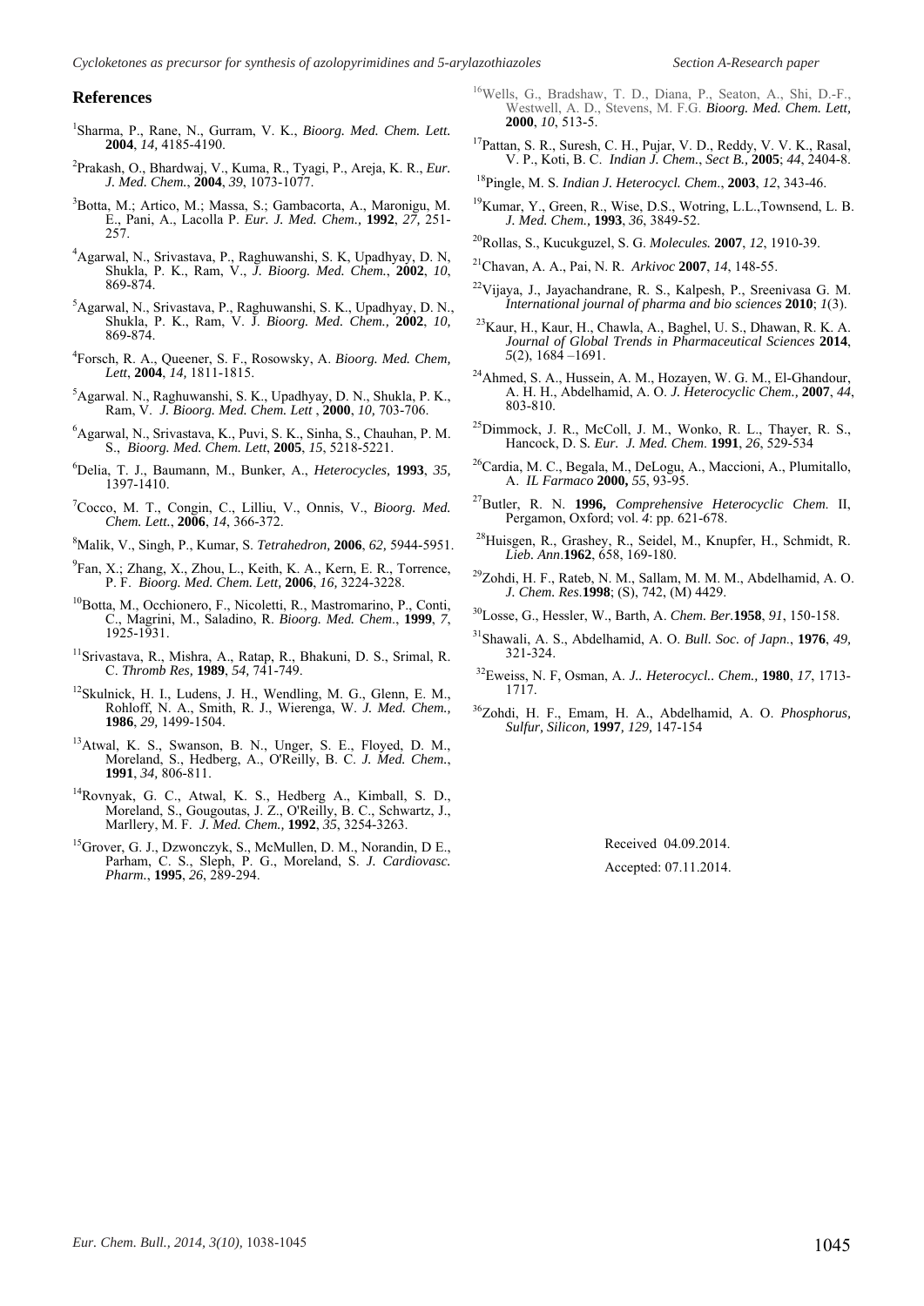## References

[1]Sharma, P., Rane, N., Gurram, V. K., *Bioorg. Med. Chem. Lett.* **2004**, *14,* 4185-4190.

[2]Prakash, O., Bhardwaj, V., Kuma, R., Tyagi, P., Areja, K. R., *Eur. J. Med. Chem.*, **2004**, *39*, 1073-1077.

[3]Botta, M.; Artico, M.; Massa, S.; Gambacorta, A., Maronigu, M. E., Pani, A., Lacolla P. *Eur. J. Med. Chem.,* **1992**, *27,* 251-257.

[4]Agarwal, N., Srivastava, P., Raghuwanshi, S. K, Upadhyay, D. N, Shukla, P. K., Ram, V., *J. Bioorg. Med. Chem.*, **2002**, *10*, 869-874.

[5]Agarwal, N., Srivastava, P., Raghuwanshi, S. K., Upadhyay, D. N., Shukla, P. K., Ram, V. *J. Bioorg. Med. Chem.,* **2002**, *10,* 869-874.

[4]Forsch, R. A., Queener, S. F., Rosowsky, A. *Bioorg. Med. Chem, Lett*, **2004**, *14,* 1811-1815.

[5]Agarwal. N., Raghuwanshi, S. K., Upadhyay, D. N., Shukla, P. K., Ram, V. *J. Bioorg. Med. Chem. Lett* , **2000**, *10,* 703-706.

[6]Agarwal, N., Srivastava, K., Puvi, S. K., Sinha, S., Chauhan, P. M. S., *Bioorg. Med. Chem. Lett*, **2005**, *15*, 5218-5221.

[6]Delia, T. J., Baumann, M., Bunker, A., *Heterocycles,* **1993**, *35,* 1397-1410.

[7]Cocco, M. T., Congin, C., Lilliu, V., Onnis, V., *Bioorg. Med. Chem. Lett.*, **2006**, *14*, 366-372.

[8]Malik, V., Singh, P., Kumar, S. *Tetrahedron,* **2006**, *62,* 5944-5951.

[9]Fan, X.; Zhang, X., Zhou, L., Keith, K. A., Kern, E. R., Torrence, P. F. *Bioorg. Med. Chem. Lett,* **2006**, *16,* 3224-3228.

[10]Botta, M., Occhionero, F., Nicoletti, R., Mastromarino, P., Conti, C., Magrini, M., Saladino, R. *Bioorg. Med. Chem.*, **1999**, *7*, 1925-1931.

[11]Srivastava, R., Mishra, A., Ratap, R., Bhakuni, D. S., Srimal, R. C. *Thromb Res,* **1989**, *54,* 741-749.

[12]Skulnick, H. I., Ludens, J. H., Wendling, M. G., Glenn, E. M., Rohloff, N. A., Smith, R. J., Wierenga, W. *J. Med. Chem.,* **1986**, *29,* 1499-1504.

[13]Atwal, K. S., Swanson, B. N., Unger, S. E., Floyed, D. M., Moreland, S., Hedberg, A., O'Reilly, B. C. *J. Med. Chem.*, **1991**, *34,* 806-811.

[14]Rovnyak, G. C., Atwal, K. S., Hedberg A., Kimball, S. D., Moreland, S., Gougoutas, J. Z., O'Reilly, B. C., Schwartz, J., Marllery, M. F. *J. Med. Chem.,* **1992**, *35*, 3254-3263.

[15]Grover, G. J., Dzwonczyk, S., McMullen, D. M., Norandin, D E., Parham, C. S., Sleph, P. G., Moreland, S. *J. Cardiovasc. Pharm.*, **1995**, *26*, 289-294.

[16]Wells, G., Bradshaw, T. D., Diana, P., Seaton, A., Shi, D.-F., Westwell, A. D., Stevens, M. F.G. *Bioorg. Med. Chem. Lett,* **2000**, *10*, 513-5.

[17]Pattan, S. R., Suresh, C. H., Pujar, V. D., Reddy, V. V. K., Rasal, V. P., Koti, B. C. *Indian J. Chem., Sect B.,* **2005**; *44*, 2404-8.

[18]Pingle, M. S. *Indian J. Heterocycl. Chem.*, **2003**, *12*, 343-46.

[19]Kumar, Y., Green, R., Wise, D.S., Wotring, L.L.,Townsend, L. B. *J. Med. Chem.,* **1993**, *36*, 3849-52.

[20]Rollas, S., Kucukguzel, S. G. *Molecules.* **2007**, *12*, 1910-39.

[21]Chavan, A. A., Pai, N. R. *Arkivoc* **2007**, *14*, 148-55.

[22]Vijaya, J., Jayachandrane, R. S., Kalpesh, P., Sreenivasa G. M. *International journal of pharma and bio sciences* **2010**; *1*(3).

[23]Kaur, H., Kaur, H., Chawla, A., Baghel, U. S., Dhawan, R. K. A. *Journal of Global Trends in Pharmaceutical Sciences* **2014**, *5*(2), 1684 –1691.

[24]Ahmed, S. A., Hussein, A. M., Hozayen, W. G. M., El-Ghandour, A. H. H., Abdelhamid, A. O. *J. Heterocyclic Chem.,* **2007**, *44*, 803-810.

[25]Dimmock, J. R., McColl, J. M., Wonko, R. L., Thayer, R. S., Hancock, D. S. *Eur. J. Med. Chem*. **1991**, *26*, 529-534

[26]Cardia, M. C., Begala, M., DeLogu, A., Maccioni, A., Plumitallo, A. *IL Farmaco* **2000,** *55*, 93-95.

[27]Butler, R. N. **1996,** *Comprehensive Heterocyclic Chem.* II, Pergamon, Oxford; vol. *4*: pp. 621-678.

[28]Huisgen, R., Grashey, R., Seidel, M., Knupfer, H., Schmidt, R. *Lieb. Ann*.**1962**, 658, 169-180.

[29]Zohdi, H. F., Rateb, N. M., Sallam, M. M. M., Abdelhamid, A. O. *J. Chem. Res*.**1998**; (S), 742, (M) 4429.

[30]Losse, G., Hessler, W., Barth, A. *Chem. Ber.***1958**, *91*, 150-158.

[31]Shawali, A. S., Abdelhamid, A. O. *Bull. Soc. of Japn.*, **1976**, *49,* 321-324.

[32]Eweiss, N. F, Osman, A. *J.. Heterocycl.. Chem.,* **1980**, *17*, 1713-1717.

[36]Zohdi, H. F., Emam, H. A., Abdelhamid, A. O. *Phosphorus, Sulfur, Silicon,* **1997***, 129*, 147-154

Received 04.09.2014.

Accepted: 07.11.2014.